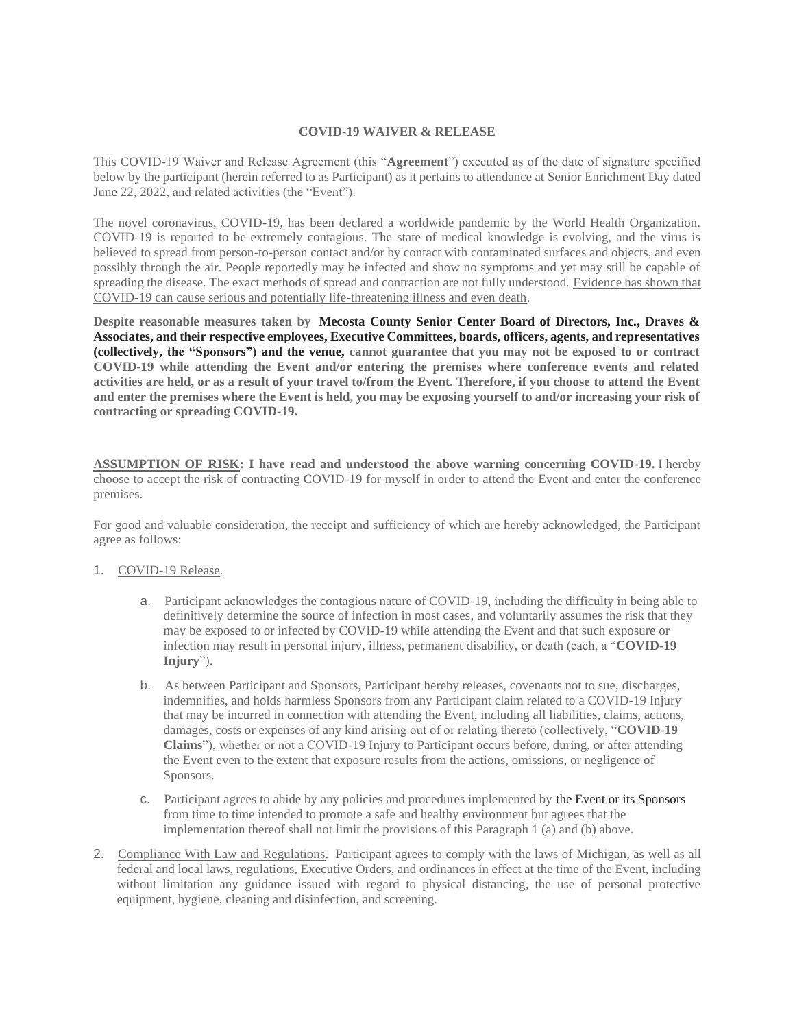**COVID-19 WAIVER & RELEASE**

This COVID-19 Waiver and Release Agreement (this "**Agreement**") executed as of the date of signature specified below by the participant (herein referred to as Participant) as it pertains to attendance at Senior Enrichment Day dated June 22, 2022, and related activities (the "Event").

The novel coronavirus, COVID-19, has been declared a worldwide pandemic by the World Health Organization. COVID-19 is reported to be extremely contagious. The state of medical knowledge is evolving, and the virus is believed to spread from person-to-person contact and/or by contact with contaminated surfaces and objects, and even possibly through the air. People reportedly may be infected and show no symptoms and yet may still be capable of spreading the disease. The exact methods of spread and contraction are not fully understood. <u>Evidence has shown that COVID-19 can cause serious and potentially life-threatening illness and even death</u>.

**Despite reasonable measures taken by Mecosta County Senior Center Board of Directors, Inc., Draves & Associates, and their respective employees, Executive Committees, boards, officers, agents, and representatives (collectively, the "Sponsors") and the venue, cannot guarantee that you may not be exposed to or contract COVID-19 while attending the Event and/or entering the premises where conference events and related activities are held, or as a result of your travel to/from the Event. Therefore, if you choose to attend the Event and enter the premises where the Event is held, you may be exposing yourself to and/or increasing your risk of contracting or spreading COVID-19.**

**<u>ASSUMPTION OF RISK</u>: I have read and understood the above warning concerning COVID-19.** I hereby choose to accept the risk of contracting COVID-19 for myself in order to attend the Event and enter the conference premises.

For good and valuable consideration, the receipt and sufficiency of which are hereby acknowledged, the Participant agree as follows:

1. <u>COVID-19 Release</u>.
    a. Participant acknowledges the contagious nature of COVID-19, including the difficulty in being able to definitively determine the source of infection in most cases, and voluntarily assumes the risk that they may be exposed to or infected by COVID-19 while attending the Event and that such exposure or infection may result in personal injury, illness, permanent disability, or death (each, a "**COVID-19 Injury**").
    b. As between Participant and Sponsors, Participant hereby releases, covenants not to sue, discharges, indemnifies, and holds harmless Sponsors from any Participant claim related to a COVID-19 Injury that may be incurred in connection with attending the Event, including all liabilities, claims, actions, damages, costs or expenses of any kind arising out of or relating thereto (collectively, "**COVID-19 Claims**"), whether or not a COVID-19 Injury to Participant occurs before, during, or after attending the Event even to the extent that exposure results from the actions, omissions, or negligence of Sponsors.
    c. Participant agrees to abide by any policies and procedures implemented by the Event or its Sponsors from time to time intended to promote a safe and healthy environment but agrees that the implementation thereof shall not limit the provisions of this Paragraph 1 (a) and (b) above.
2. <u>Compliance With Law and Regulations</u>. Participant agrees to comply with the laws of Michigan, as well as all federal and local laws, regulations, Executive Orders, and ordinances in effect at the time of the Event, including without limitation any guidance issued with regard to physical distancing, the use of personal protective equipment, hygiene, cleaning and disinfection, and screening.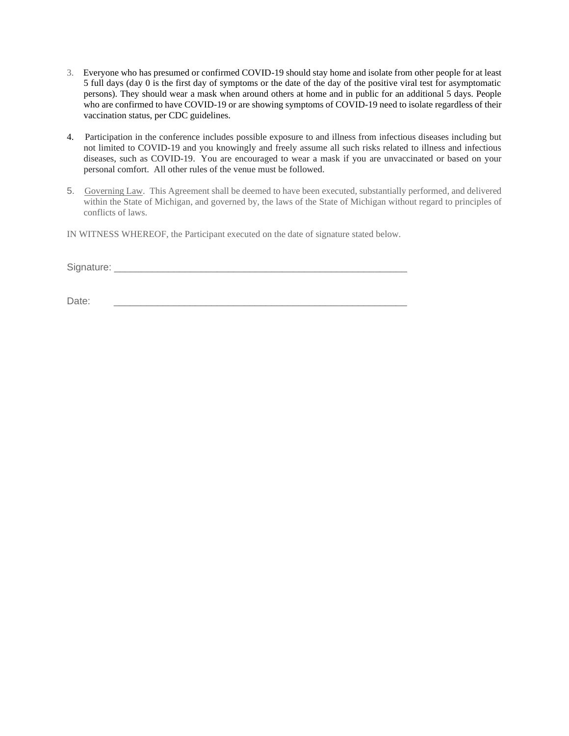3. Everyone who has presumed or confirmed COVID-19 should stay home and isolate from other people for at least 5 full days (day 0 is the first day of symptoms or the date of the day of the positive viral test for asymptomatic persons). They should wear a mask when around others at home and in public for an additional 5 days. People who are confirmed to have COVID-19 or are showing symptoms of COVID-19 need to isolate regardless of their vaccination status, per CDC guidelines.

4. Participation in the conference includes possible exposure to and illness from infectious diseases including but not limited to COVID-19 and you knowingly and freely assume all such risks related to illness and infectious diseases, such as COVID-19. You are encouraged to wear a mask if you are unvaccinated or based on your personal comfort. All other rules of the venue must be followed.

5. Governing Law. This Agreement shall be deemed to have been executed, substantially performed, and delivered within the State of Michigan, and governed by, the laws of the State of Michigan without regard to principles of conflicts of laws.

IN WITNESS WHEREOF, the Participant executed on the date of signature stated below.

Signature: ____________________________________________________________

Date: ____________________________________________________________